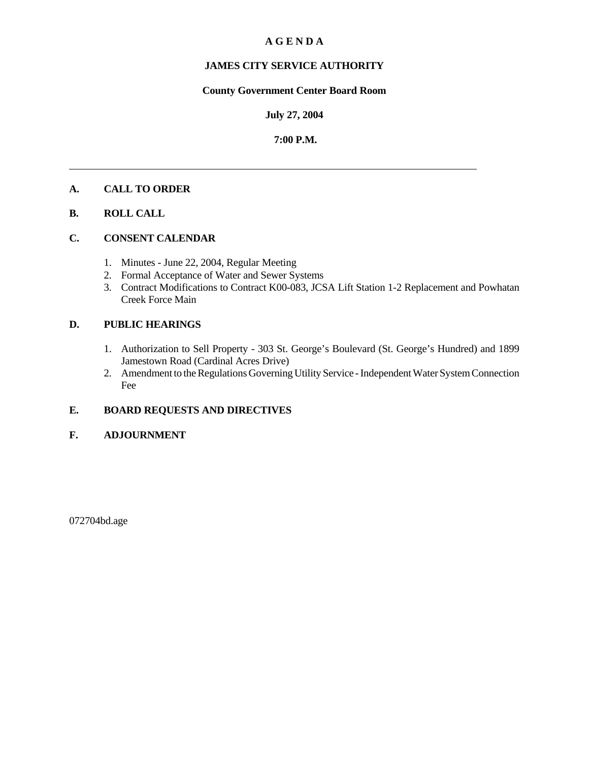# A G E N D A

## JAMES CITY SERVICE AUTHORITY

**County Government Center Board Room**

**July 27, 2004**

**7:00 P.M.**

---

**A. CALL TO ORDER**

**B. ROLL CALL**

**C. CONSENT CALENDAR**

1. Minutes - June 22, 2004, Regular Meeting
2. Formal Acceptance of Water and Sewer Systems
3. Contract Modifications to Contract K00-083, JCSA Lift Station 1-2 Replacement and Powhatan Creek Force Main

**D. PUBLIC HEARINGS**

1. Authorization to Sell Property - 303 St. George's Boulevard (St. George's Hundred) and 1899 Jamestown Road (Cardinal Acres Drive)
2. Amendment to the Regulations Governing Utility Service - Independent Water System Connection Fee

**E. BOARD REQUESTS AND DIRECTIVES**

**F. ADJOURNMENT**

072704bd.age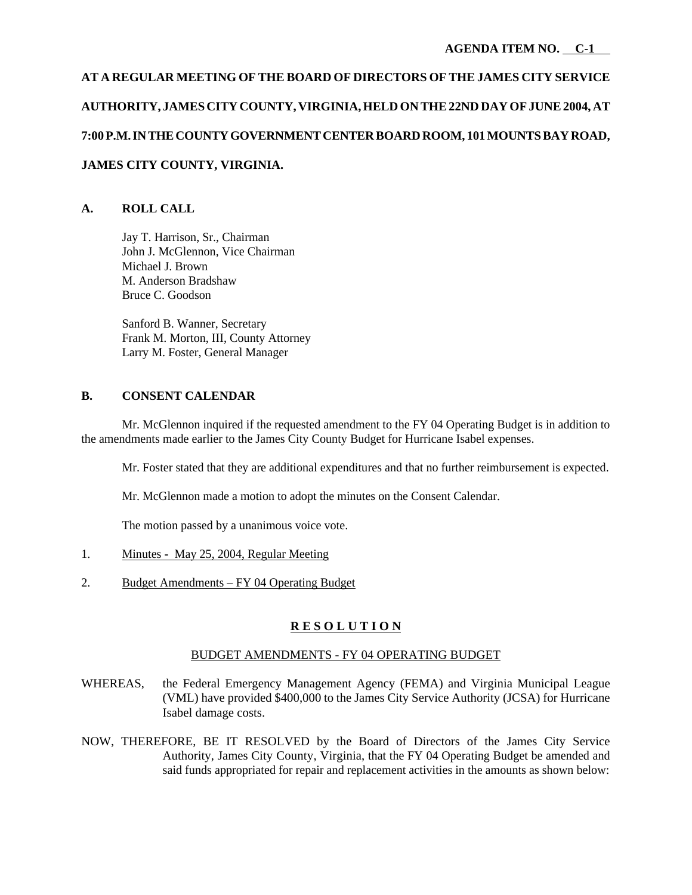**AGENDA ITEM NO. C-1**

**AT A REGULAR MEETING OF THE BOARD OF DIRECTORS OF THE JAMES CITY SERVICE AUTHORITY, JAMES CITY COUNTY, VIRGINIA, HELD ON THE 22ND DAY OF JUNE 2004, AT 7:00 P.M. IN THE COUNTY GOVERNMENT CENTER BOARD ROOM, 101 MOUNTS BAY ROAD, JAMES CITY COUNTY, VIRGINIA.**

## A. ROLL CALL

Jay T. Harrison, Sr., Chairman
John J. McGlennon, Vice Chairman
Michael J. Brown
M. Anderson Bradshaw
Bruce C. Goodson

Sanford B. Wanner, Secretary
Frank M. Morton, III, County Attorney
Larry M. Foster, General Manager

## B. CONSENT CALENDAR

Mr. McGlennon inquired if the requested amendment to the FY 04 Operating Budget is in addition to the amendments made earlier to the James City County Budget for Hurricane Isabel expenses.

Mr. Foster stated that they are additional expenditures and that no further reimbursement is expected.

Mr. McGlennon made a motion to adopt the minutes on the Consent Calendar.

The motion passed by a unanimous voice vote.

1. Minutes - May 25, 2004, Regular Meeting

2. Budget Amendments – FY 04 Operating Budget

**R E S O L U T I O N**

BUDGET AMENDMENTS - FY 04 OPERATING BUDGET

WHEREAS, the Federal Emergency Management Agency (FEMA) and Virginia Municipal League (VML) have provided $400,000 to the James City Service Authority (JCSA) for Hurricane Isabel damage costs.

NOW, THEREFORE, BE IT RESOLVED by the Board of Directors of the James City Service Authority, James City County, Virginia, that the FY 04 Operating Budget be amended and said funds appropriated for repair and replacement activities in the amounts as shown below: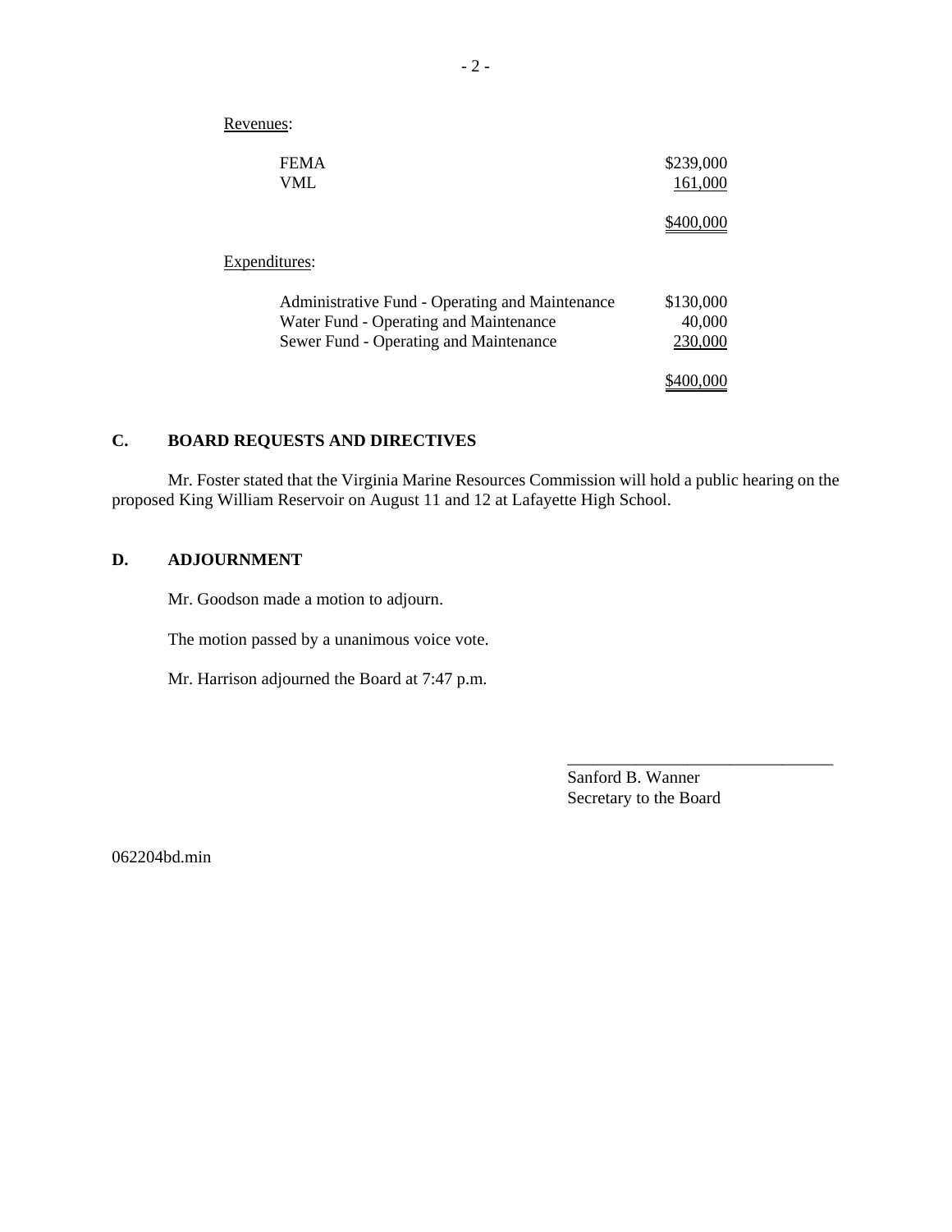Revenues:

| | |
|---|---|
| FEMA | $239,000 |
| VML | 161,000 |
| | $400,000 |

Expenditures:

| | |
|---|---|
| Administrative Fund - Operating and Maintenance | $130,000 |
| Water Fund - Operating and Maintenance | 40,000 |
| Sewer Fund - Operating and Maintenance | 230,000 |
| | $400,000 |

## C. BOARD REQUESTS AND DIRECTIVES

Mr. Foster stated that the Virginia Marine Resources Commission will hold a public hearing on the proposed King William Reservoir on August 11 and 12 at Lafayette High School.

## D. ADJOURNMENT

Mr. Goodson made a motion to adjourn.

The motion passed by a unanimous voice vote.

Mr. Harrison adjourned the Board at 7:47 p.m.

\_\_\_\_\_\_\_\_\_\_\_\_\_\_\_\_\_\_\_\_\_\_\_\_\_\_\_\_\_\_\_\_

Sanford B. Wanner
Secretary to the Board

062204bd.min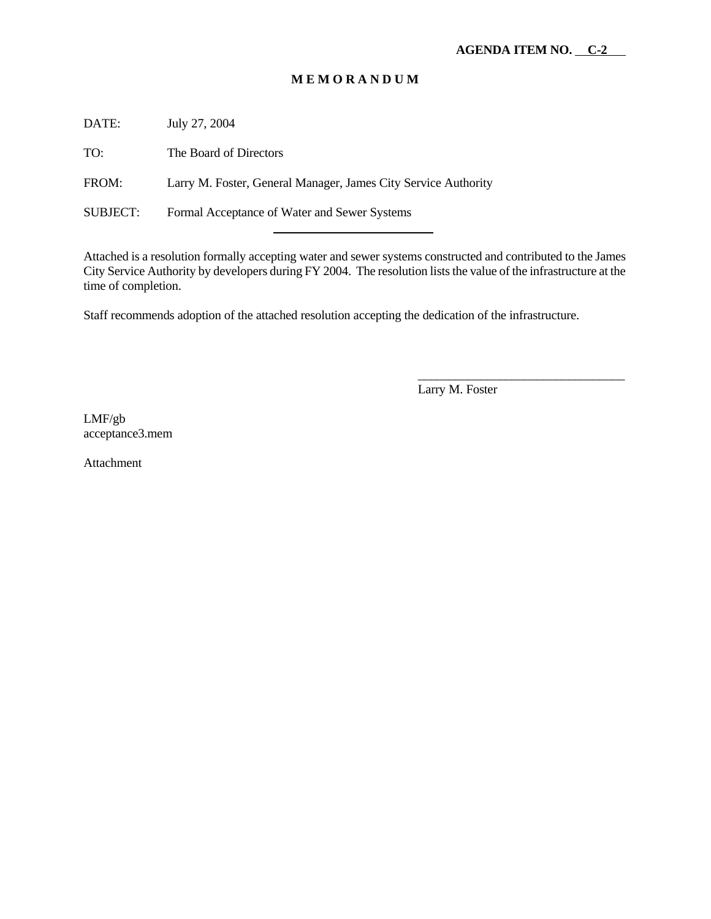**AGENDA ITEM NO. C-2**

**M E M O R A N D U M**

DATE: July 27, 2004

TO: The Board of Directors

FROM: Larry M. Foster, General Manager, James City Service Authority

SUBJECT: Formal Acceptance of Water and Sewer Systems

---

Attached is a resolution formally accepting water and sewer systems constructed and contributed to the James City Service Authority by developers during FY 2004. The resolution lists the value of the infrastructure at the time of completion.

Staff recommends adoption of the attached resolution accepting the dedication of the infrastructure.

\_\_\_\_\_\_\_\_\_\_\_\_\_\_\_\_\_\_\_\_\_\_\_\_\_\_\_\_\_\_\_\_\_\_

Larry M. Foster

LMF/gb
acceptance3.mem

Attachment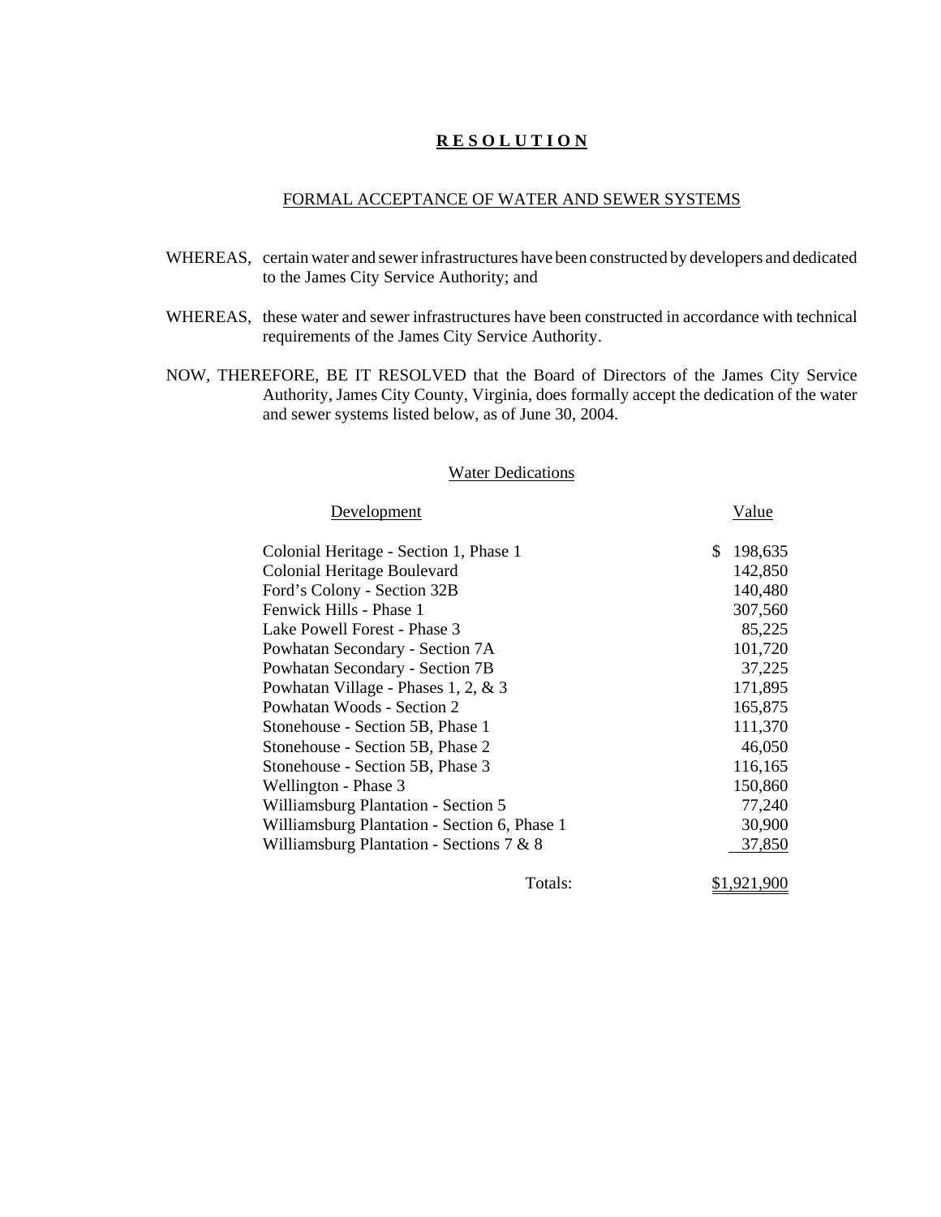# **R E S O L U T I O N**

FORMAL ACCEPTANCE OF WATER AND SEWER SYSTEMS

WHEREAS, certain water and sewer infrastructures have been constructed by developers and dedicated to the James City Service Authority; and

WHEREAS, these water and sewer infrastructures have been constructed in accordance with technical requirements of the James City Service Authority.

NOW, THEREFORE, BE IT RESOLVED that the Board of Directors of the James City Service Authority, James City County, Virginia, does formally accept the dedication of the water and sewer systems listed below, as of June 30, 2004.

Water Dedications

| Development | Value |
|---|---|
| Colonial Heritage - Section 1, Phase 1 | $ 198,635 |
| Colonial Heritage Boulevard | 142,850 |
| Ford's Colony - Section 32B | 140,480 |
| Fenwick Hills - Phase 1 | 307,560 |
| Lake Powell Forest - Phase 3 | 85,225 |
| Powhatan Secondary - Section 7A | 101,720 |
| Powhatan Secondary - Section 7B | 37,225 |
| Powhatan Village - Phases 1, 2, & 3 | 171,895 |
| Powhatan Woods - Section 2 | 165,875 |
| Stonehouse - Section 5B, Phase 1 | 111,370 |
| Stonehouse - Section 5B, Phase 2 | 46,050 |
| Stonehouse - Section 5B, Phase 3 | 116,165 |
| Wellington - Phase 3 | 150,860 |
| Williamsburg Plantation - Section 5 | 77,240 |
| Williamsburg Plantation - Section 6, Phase 1 | 30,900 |
| Williamsburg Plantation - Sections 7 & 8 | 37,850 |
| Totals: | $1,921,900 |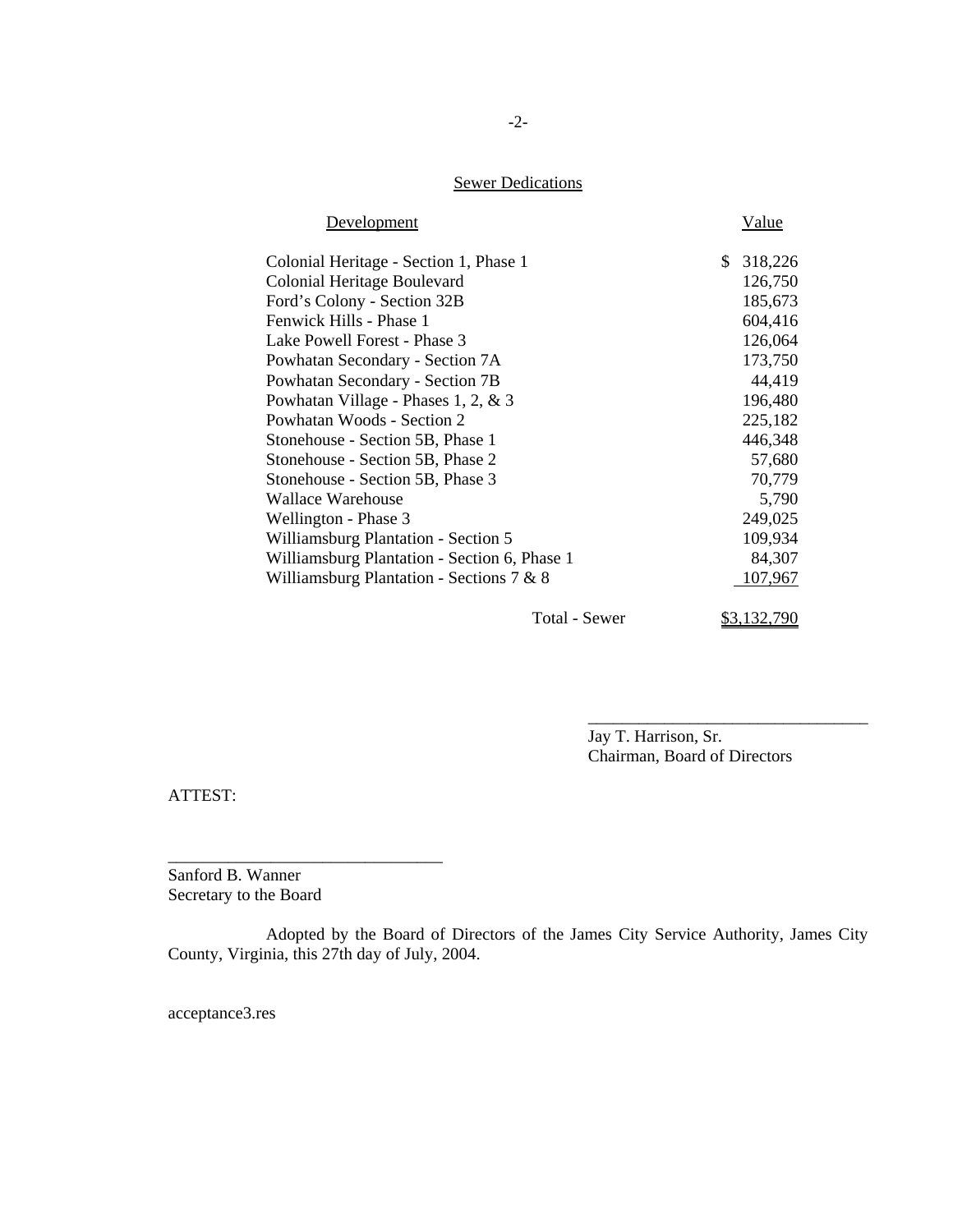## Sewer Dedications

| Development | Value |
|---|---|
| Colonial Heritage - Section 1, Phase 1 | $ 318,226 |
| Colonial Heritage Boulevard | 126,750 |
| Ford's Colony - Section 32B | 185,673 |
| Fenwick Hills - Phase 1 | 604,416 |
| Lake Powell Forest - Phase 3 | 126,064 |
| Powhatan Secondary - Section 7A | 173,750 |
| Powhatan Secondary - Section 7B | 44,419 |
| Powhatan Village - Phases 1, 2, & 3 | 196,480 |
| Powhatan Woods - Section 2 | 225,182 |
| Stonehouse - Section 5B, Phase 1 | 446,348 |
| Stonehouse - Section 5B, Phase 2 | 57,680 |
| Stonehouse - Section 5B, Phase 3 | 70,779 |
| Wallace Warehouse | 5,790 |
| Wellington - Phase 3 | 249,025 |
| Williamsburg Plantation - Section 5 | 109,934 |
| Williamsburg Plantation - Section 6, Phase 1 | 84,307 |
| Williamsburg Plantation - Sections 7 & 8 | 107,967 |
| Total - Sewer | $3,132,790 |

_________________________________
Jay T. Harrison, Sr.
Chairman, Board of Directors

ATTEST:

_________________________________
Sanford B. Wanner
Secretary to the Board

Adopted by the Board of Directors of the James City Service Authority, James City County, Virginia, this 27th day of July, 2004.

acceptance3.res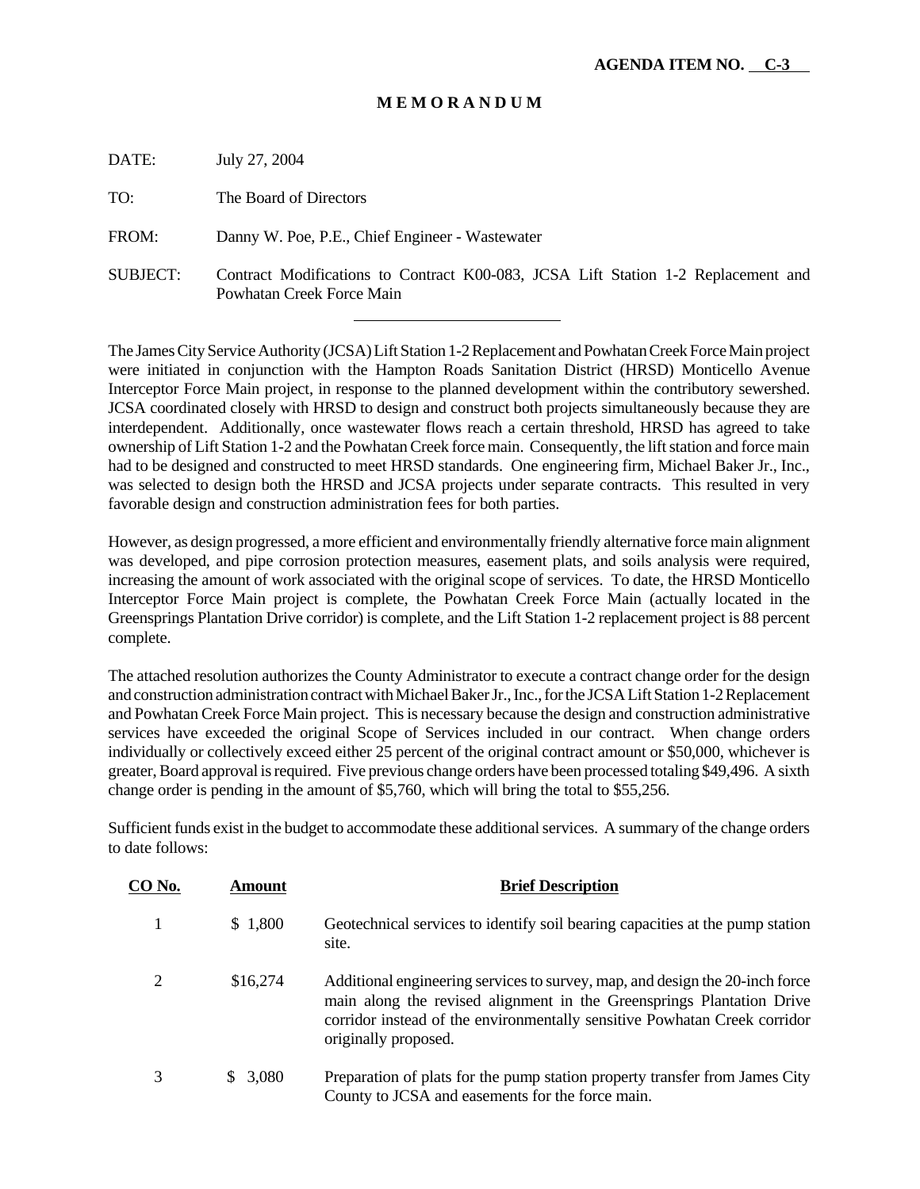**AGENDA ITEM NO. C-3**

**M E M O R A N D U M**

DATE: July 27, 2004

TO: The Board of Directors

FROM: Danny W. Poe, P.E., Chief Engineer - Wastewater

SUBJECT: Contract Modifications to Contract K00-083, JCSA Lift Station 1-2 Replacement and Powhatan Creek Force Main

---

The James City Service Authority (JCSA) Lift Station 1-2 Replacement and Powhatan Creek Force Main project were initiated in conjunction with the Hampton Roads Sanitation District (HRSD) Monticello Avenue Interceptor Force Main project, in response to the planned development within the contributory sewershed. JCSA coordinated closely with HRSD to design and construct both projects simultaneously because they are interdependent. Additionally, once wastewater flows reach a certain threshold, HRSD has agreed to take ownership of Lift Station 1-2 and the Powhatan Creek force main. Consequently, the lift station and force main had to be designed and constructed to meet HRSD standards. One engineering firm, Michael Baker Jr., Inc., was selected to design both the HRSD and JCSA projects under separate contracts. This resulted in very favorable design and construction administration fees for both parties.

However, as design progressed, a more efficient and environmentally friendly alternative force main alignment was developed, and pipe corrosion protection measures, easement plats, and soils analysis were required, increasing the amount of work associated with the original scope of services. To date, the HRSD Monticello Interceptor Force Main project is complete, the Powhatan Creek Force Main (actually located in the Greensprings Plantation Drive corridor) is complete, and the Lift Station 1-2 replacement project is 88 percent complete.

The attached resolution authorizes the County Administrator to execute a contract change order for the design and construction administration contract with Michael Baker Jr., Inc., for the JCSA Lift Station 1-2 Replacement and Powhatan Creek Force Main project. This is necessary because the design and construction administrative services have exceeded the original Scope of Services included in our contract. When change orders individually or collectively exceed either 25 percent of the original contract amount or $50,000, whichever is greater, Board approval is required. Five previous change orders have been processed totaling $49,496. A sixth change order is pending in the amount of $5,760, which will bring the total to $55,256.

Sufficient funds exist in the budget to accommodate these additional services. A summary of the change orders to date follows:

| CO No. | Amount | Brief Description |
|---|---|---|
| 1 | $ 1,800 | Geotechnical services to identify soil bearing capacities at the pump station site. |
| 2 | $16,274 | Additional engineering services to survey, map, and design the 20-inch force main along the revised alignment in the Greensprings Plantation Drive corridor instead of the environmentally sensitive Powhatan Creek corridor originally proposed. |
| 3 | $ 3,080 | Preparation of plats for the pump station property transfer from James City County to JCSA and easements for the force main. |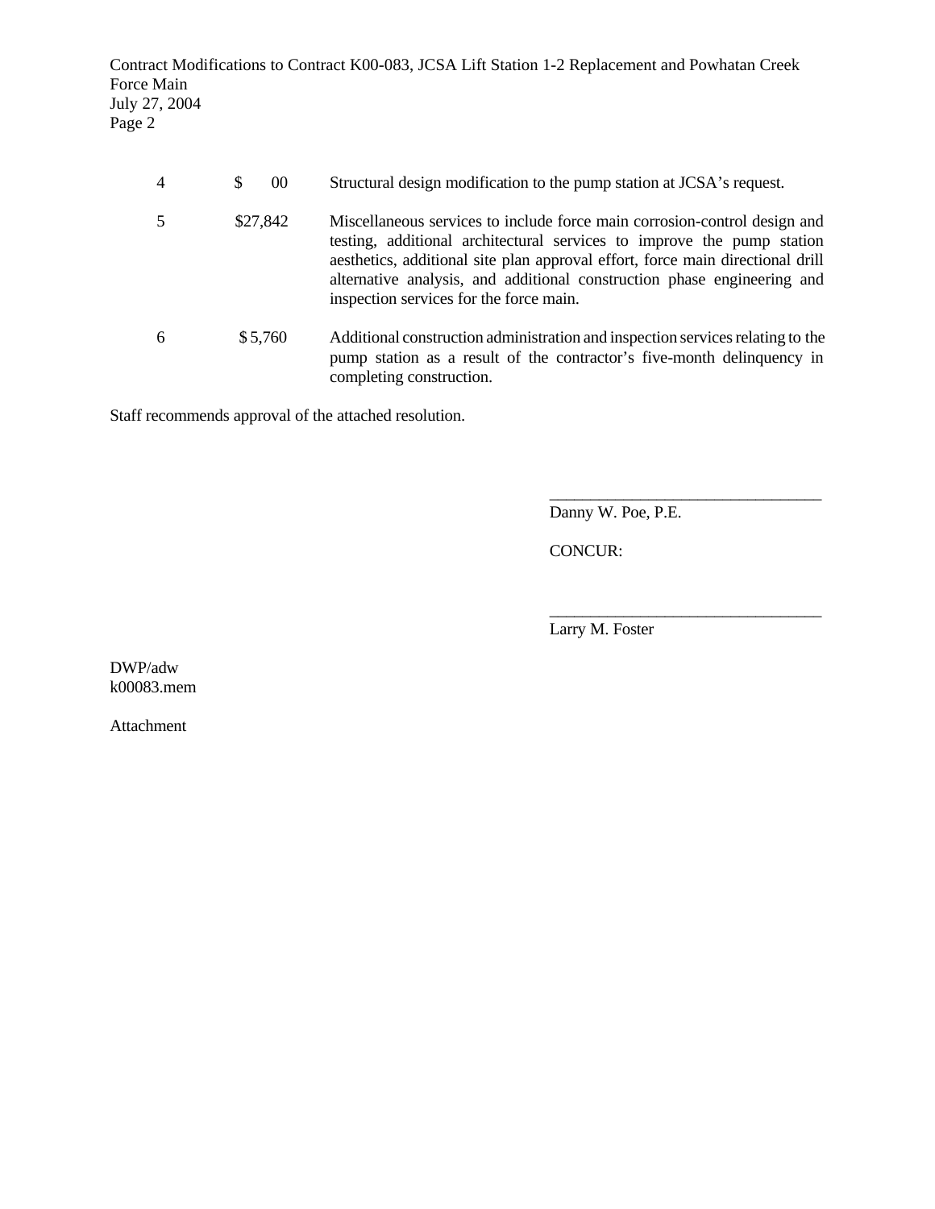| | | |
|---|---|---|
| 4 | $ 00 | Structural design modification to the pump station at JCSA's request. |
| 5 | $27,842 | Miscellaneous services to include force main corrosion-control design and testing, additional architectural services to improve the pump station aesthetics, additional site plan approval effort, force main directional drill alternative analysis, and additional construction phase engineering and inspection services for the force main. |
| 6 | $ 5,760 | Additional construction administration and inspection services relating to the pump station as a result of the contractor's five-month delinquency in completing construction. |

Staff recommends approval of the attached resolution.

\_\_\_\_\_\_\_\_\_\_\_\_\_\_\_\_\_\_\_\_\_\_\_\_\_\_\_\_\_\_\_\_\_\_
Danny W. Poe, P.E.

CONCUR:

\_\_\_\_\_\_\_\_\_\_\_\_\_\_\_\_\_\_\_\_\_\_\_\_\_\_\_\_\_\_\_\_\_\_
Larry M. Foster

DWP/adw
k00083.mem

Attachment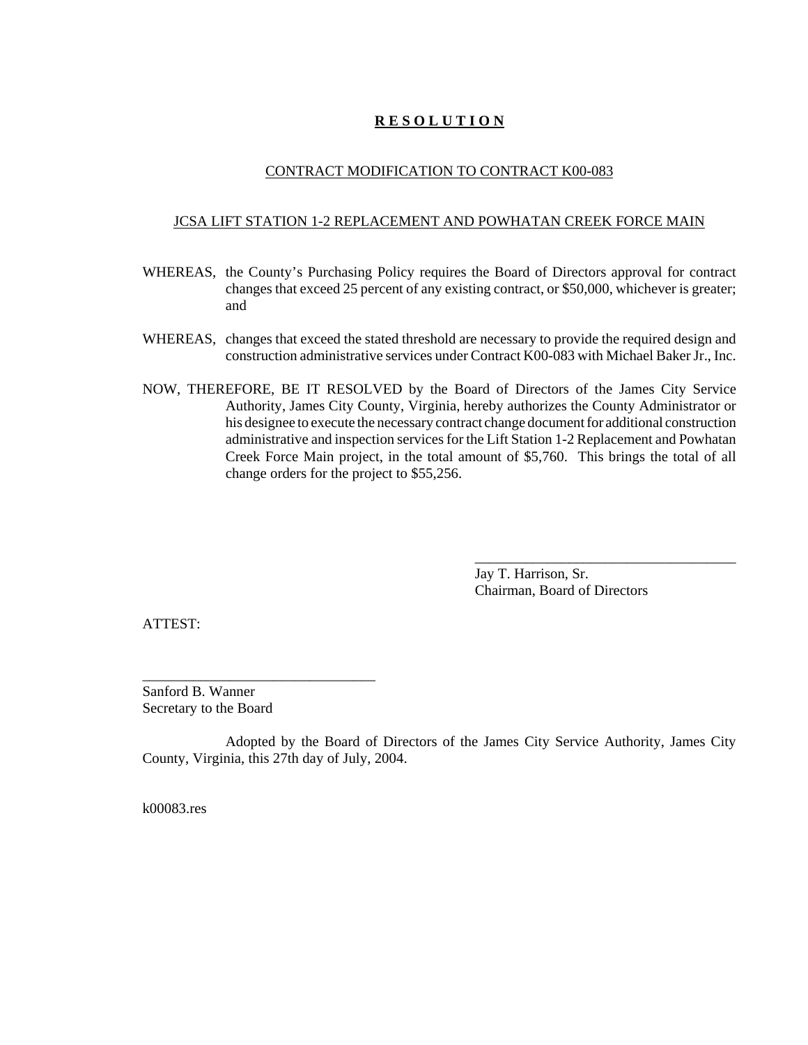# **R E S O L U T I O N**

CONTRACT MODIFICATION TO CONTRACT K00-083

JCSA LIFT STATION 1-2 REPLACEMENT AND POWHATAN CREEK FORCE MAIN

WHEREAS, the County's Purchasing Policy requires the Board of Directors approval for contract changes that exceed 25 percent of any existing contract, or $50,000, whichever is greater; and

WHEREAS, changes that exceed the stated threshold are necessary to provide the required design and construction administrative services under Contract K00-083 with Michael Baker Jr., Inc.

NOW, THEREFORE, BE IT RESOLVED by the Board of Directors of the James City Service Authority, James City County, Virginia, hereby authorizes the County Administrator or his designee to execute the necessary contract change document for additional construction administrative and inspection services for the Lift Station 1-2 Replacement and Powhatan Creek Force Main project, in the total amount of $5,760. This brings the total of all change orders for the project to $55,256.

_____________________________________
Jay T. Harrison, Sr.
Chairman, Board of Directors

ATTEST:

________________________________
Sanford B. Wanner
Secretary to the Board

Adopted by the Board of Directors of the James City Service Authority, James City County, Virginia, this 27th day of July, 2004.

k00083.res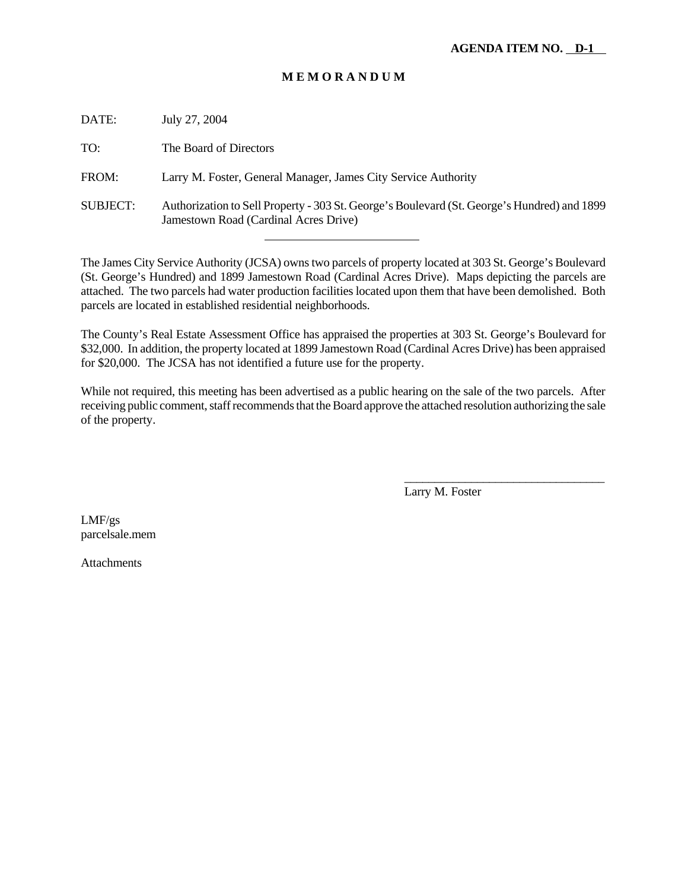**AGENDA ITEM NO. D-1**

# M E M O R A N D U M

DATE: July 27, 2004

TO: The Board of Directors

FROM: Larry M. Foster, General Manager, James City Service Authority

SUBJECT: Authorization to Sell Property - 303 St. George's Boulevard (St. George's Hundred) and 1899 Jamestown Road (Cardinal Acres Drive)

---

The James City Service Authority (JCSA) owns two parcels of property located at 303 St. George's Boulevard (St. George's Hundred) and 1899 Jamestown Road (Cardinal Acres Drive). Maps depicting the parcels are attached. The two parcels had water production facilities located upon them that have been demolished. Both parcels are located in established residential neighborhoods.

The County's Real Estate Assessment Office has appraised the properties at 303 St. George's Boulevard for $32,000. In addition, the property located at 1899 Jamestown Road (Cardinal Acres Drive) has been appraised for $20,000. The JCSA has not identified a future use for the property.

While not required, this meeting has been advertised as a public hearing on the sale of the two parcels. After receiving public comment, staff recommends that the Board approve the attached resolution authorizing the sale of the property.

\_\_\_\_\_\_\_\_\_\_\_\_\_\_\_\_\_\_\_\_\_\_\_\_\_\_\_\_\_\_\_\_\_\_

Larry M. Foster

LMF/gs
parcelsale.mem

Attachments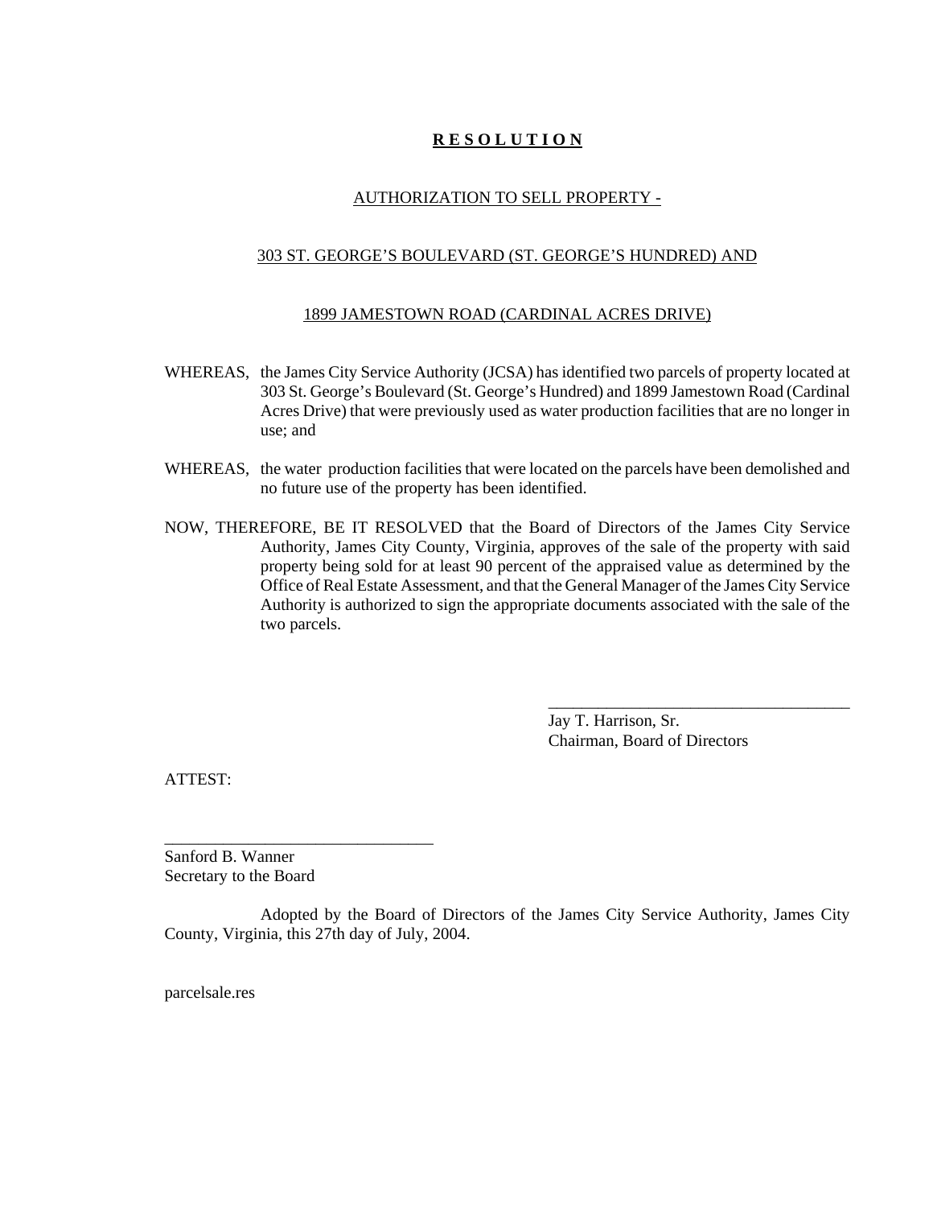# **R E S O L U T I O N**

## AUTHORIZATION TO SELL PROPERTY -

## 303 ST. GEORGE'S BOULEVARD (ST. GEORGE'S HUNDRED) AND

## 1899 JAMESTOWN ROAD (CARDINAL ACRES DRIVE)

WHEREAS, the James City Service Authority (JCSA) has identified two parcels of property located at 303 St. George's Boulevard (St. George's Hundred) and 1899 Jamestown Road (Cardinal Acres Drive) that were previously used as water production facilities that are no longer in use; and

WHEREAS, the water production facilities that were located on the parcels have been demolished and no future use of the property has been identified.

NOW, THEREFORE, BE IT RESOLVED that the Board of Directors of the James City Service Authority, James City County, Virginia, approves of the sale of the property with said property being sold for at least 90 percent of the appraised value as determined by the Office of Real Estate Assessment, and that the General Manager of the James City Service Authority is authorized to sign the appropriate documents associated with the sale of the two parcels.

\_\_\_\_\_\_\_\_\_\_\_\_\_\_\_\_\_\_\_\_\_\_\_\_\_\_\_\_\_\_\_\_\_\_\_\_

Jay T. Harrison, Sr.
Chairman, Board of Directors

ATTEST:

\_\_\_\_\_\_\_\_\_\_\_\_\_\_\_\_\_\_\_\_\_\_\_\_\_\_\_\_\_\_\_\_

Sanford B. Wanner
Secretary to the Board

Adopted by the Board of Directors of the James City Service Authority, James City County, Virginia, this 27th day of July, 2004.

parcelsale.res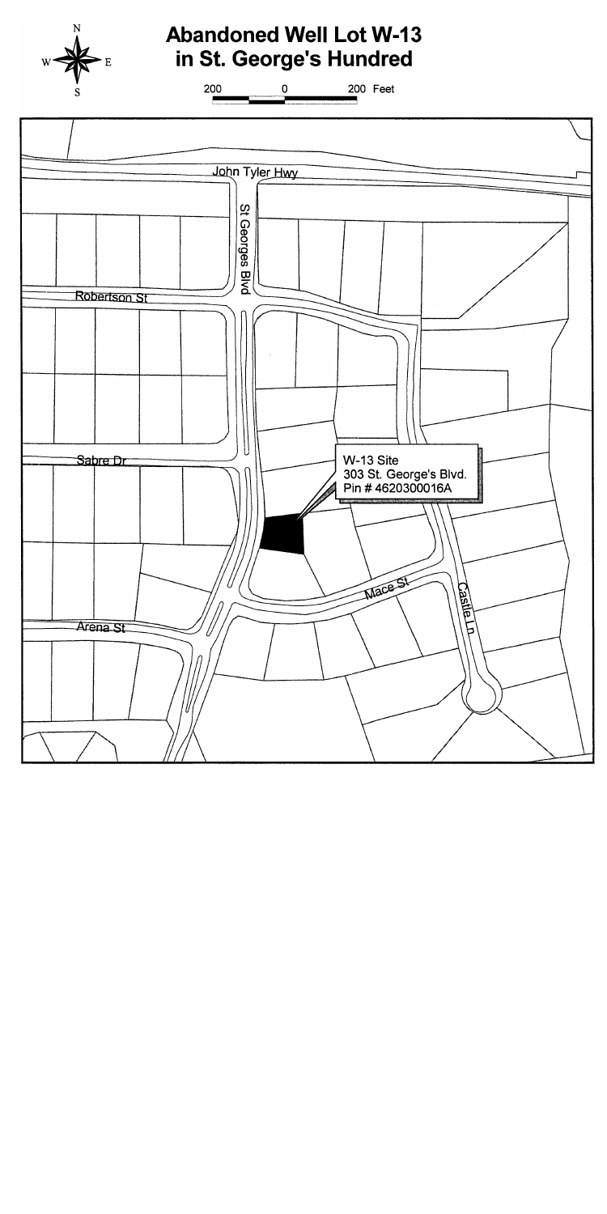# Abandoned Well Lot W-13 in St. George's Hundred

200 0 200 Feet

John Tyler Hwy

St Georges Blvd

Robertson St

Sabre Dr

Arena St

Mace St

Castle Ln

W-13 Site
303 St. George's Blvd.
Pin # 4620300016A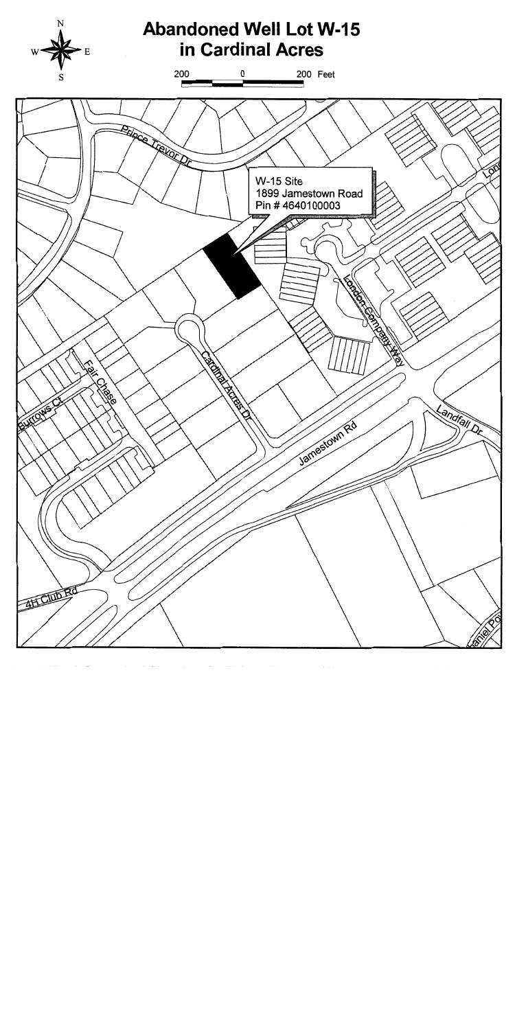# Abandoned Well Lot W-15 in Cardinal Acres

200 0 200 Feet

W-15 Site
1899 Jamestown Road
Pin # 4640100003

Prince Trevor Dr

London Company Way

Cardinal Acres Dr

Fair Chase

Burrows Ct

Jamestown Rd

Landfall Dr

4H Club Rd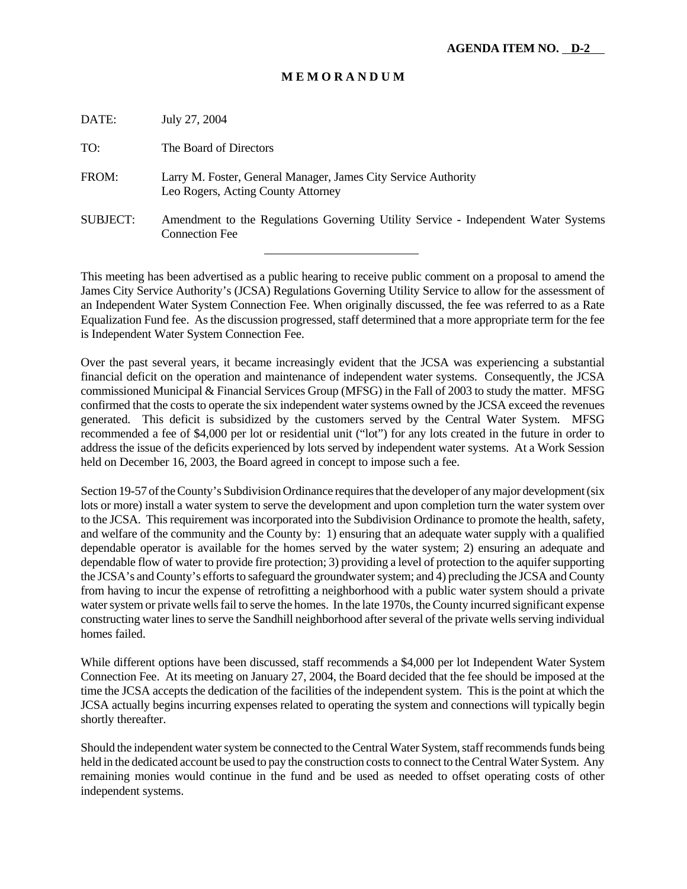**AGENDA ITEM NO. D-2**

**M E M O R A N D U M**

DATE: July 27, 2004

TO: The Board of Directors

FROM: Larry M. Foster, General Manager, James City Service Authority
Leo Rogers, Acting County Attorney

SUBJECT: Amendment to the Regulations Governing Utility Service - Independent Water Systems Connection Fee

---

This meeting has been advertised as a public hearing to receive public comment on a proposal to amend the James City Service Authority's (JCSA) Regulations Governing Utility Service to allow for the assessment of an Independent Water System Connection Fee. When originally discussed, the fee was referred to as a Rate Equalization Fund fee. As the discussion progressed, staff determined that a more appropriate term for the fee is Independent Water System Connection Fee.

Over the past several years, it became increasingly evident that the JCSA was experiencing a substantial financial deficit on the operation and maintenance of independent water systems. Consequently, the JCSA commissioned Municipal & Financial Services Group (MFSG) in the Fall of 2003 to study the matter. MFSG confirmed that the costs to operate the six independent water systems owned by the JCSA exceed the revenues generated. This deficit is subsidized by the customers served by the Central Water System. MFSG recommended a fee of $4,000 per lot or residential unit ("lot") for any lots created in the future in order to address the issue of the deficits experienced by lots served by independent water systems. At a Work Session held on December 16, 2003, the Board agreed in concept to impose such a fee.

Section 19-57 of the County's Subdivision Ordinance requires that the developer of any major development (six lots or more) install a water system to serve the development and upon completion turn the water system over to the JCSA. This requirement was incorporated into the Subdivision Ordinance to promote the health, safety, and welfare of the community and the County by: 1) ensuring that an adequate water supply with a qualified dependable operator is available for the homes served by the water system; 2) ensuring an adequate and dependable flow of water to provide fire protection; 3) providing a level of protection to the aquifer supporting the JCSA's and County's efforts to safeguard the groundwater system; and 4) precluding the JCSA and County from having to incur the expense of retrofitting a neighborhood with a public water system should a private water system or private wells fail to serve the homes. In the late 1970s, the County incurred significant expense constructing water lines to serve the Sandhill neighborhood after several of the private wells serving individual homes failed.

While different options have been discussed, staff recommends a $4,000 per lot Independent Water System Connection Fee. At its meeting on January 27, 2004, the Board decided that the fee should be imposed at the time the JCSA accepts the dedication of the facilities of the independent system. This is the point at which the JCSA actually begins incurring expenses related to operating the system and connections will typically begin shortly thereafter.

Should the independent water system be connected to the Central Water System, staff recommends funds being held in the dedicated account be used to pay the construction costs to connect to the Central Water System. Any remaining monies would continue in the fund and be used as needed to offset operating costs of other independent systems.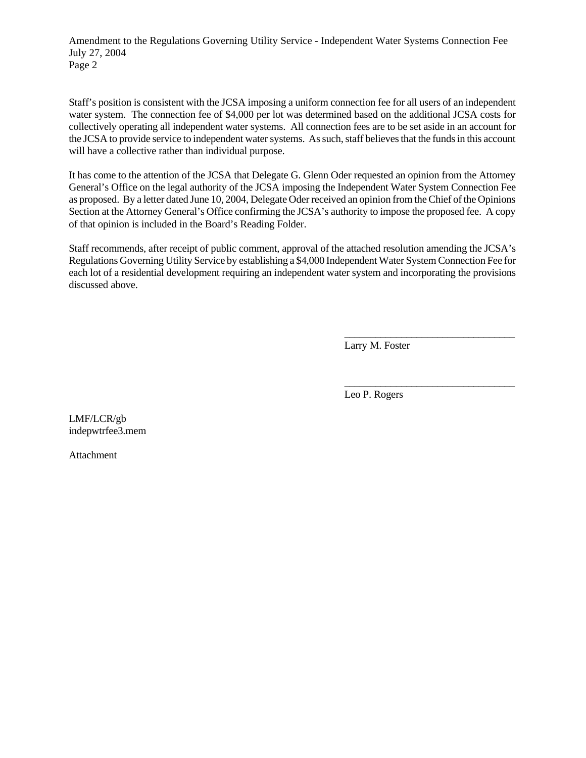Staff's position is consistent with the JCSA imposing a uniform connection fee for all users of an independent water system. The connection fee of $4,000 per lot was determined based on the additional JCSA costs for collectively operating all independent water systems. All connection fees are to be set aside in an account for the JCSA to provide service to independent water systems. As such, staff believes that the funds in this account will have a collective rather than individual purpose.

It has come to the attention of the JCSA that Delegate G. Glenn Oder requested an opinion from the Attorney General's Office on the legal authority of the JCSA imposing the Independent Water System Connection Fee as proposed. By a letter dated June 10, 2004, Delegate Oder received an opinion from the Chief of the Opinions Section at the Attorney General's Office confirming the JCSA's authority to impose the proposed fee. A copy of that opinion is included in the Board's Reading Folder.

Staff recommends, after receipt of public comment, approval of the attached resolution amending the JCSA's Regulations Governing Utility Service by establishing a $4,000 Independent Water System Connection Fee for each lot of a residential development requiring an independent water system and incorporating the provisions discussed above.

\_\_\_\_\_\_\_\_\_\_\_\_\_\_\_\_\_\_\_\_\_\_\_\_\_\_\_\_\_\_\_\_

Larry M. Foster

\_\_\_\_\_\_\_\_\_\_\_\_\_\_\_\_\_\_\_\_\_\_\_\_\_\_\_\_\_\_\_\_

Leo P. Rogers

LMF/LCR/gb
indepwtrfee3.mem

Attachment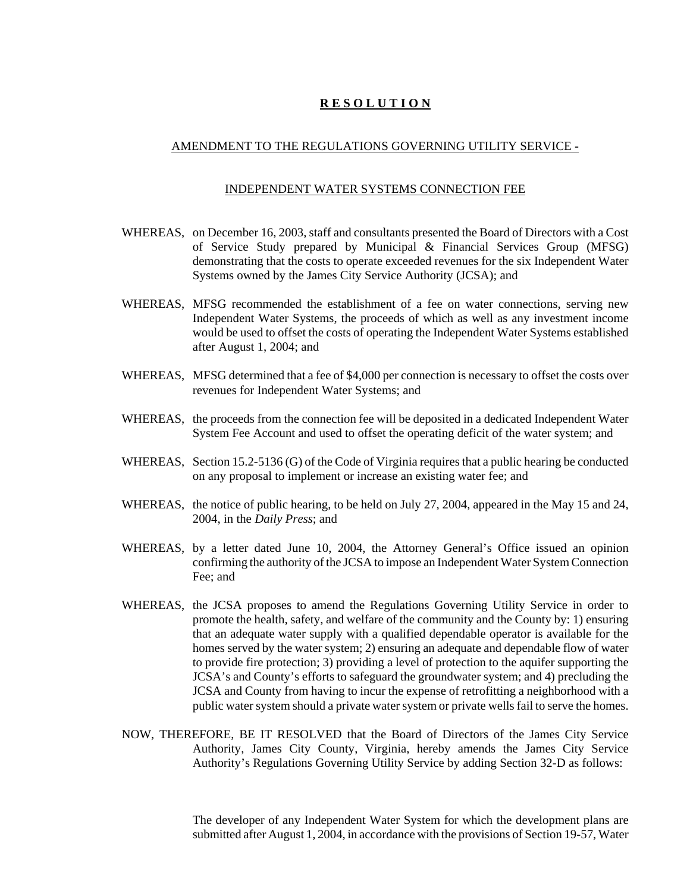**R E S O L U T I O N**

AMENDMENT TO THE REGULATIONS GOVERNING UTILITY SERVICE -

INDEPENDENT WATER SYSTEMS CONNECTION FEE

WHEREAS, on December 16, 2003, staff and consultants presented the Board of Directors with a Cost of Service Study prepared by Municipal & Financial Services Group (MFSG) demonstrating that the costs to operate exceeded revenues for the six Independent Water Systems owned by the James City Service Authority (JCSA); and

WHEREAS, MFSG recommended the establishment of a fee on water connections, serving new Independent Water Systems, the proceeds of which as well as any investment income would be used to offset the costs of operating the Independent Water Systems established after August 1, 2004; and

WHEREAS, MFSG determined that a fee of $4,000 per connection is necessary to offset the costs over revenues for Independent Water Systems; and

WHEREAS, the proceeds from the connection fee will be deposited in a dedicated Independent Water System Fee Account and used to offset the operating deficit of the water system; and

WHEREAS, Section 15.2-5136 (G) of the Code of Virginia requires that a public hearing be conducted on any proposal to implement or increase an existing water fee; and

WHEREAS, the notice of public hearing, to be held on July 27, 2004, appeared in the May 15 and 24, 2004, in the *Daily Press*; and

WHEREAS, by a letter dated June 10, 2004, the Attorney General's Office issued an opinion confirming the authority of the JCSA to impose an Independent Water System Connection Fee; and

WHEREAS, the JCSA proposes to amend the Regulations Governing Utility Service in order to promote the health, safety, and welfare of the community and the County by: 1) ensuring that an adequate water supply with a qualified dependable operator is available for the homes served by the water system; 2) ensuring an adequate and dependable flow of water to provide fire protection; 3) providing a level of protection to the aquifer supporting the JCSA's and County's efforts to safeguard the groundwater system; and 4) precluding the JCSA and County from having to incur the expense of retrofitting a neighborhood with a public water system should a private water system or private wells fail to serve the homes.

NOW, THEREFORE, BE IT RESOLVED that the Board of Directors of the James City Service Authority, James City County, Virginia, hereby amends the James City Service Authority's Regulations Governing Utility Service by adding Section 32-D as follows:

The developer of any Independent Water System for which the development plans are submitted after August 1, 2004, in accordance with the provisions of Section 19-57, Water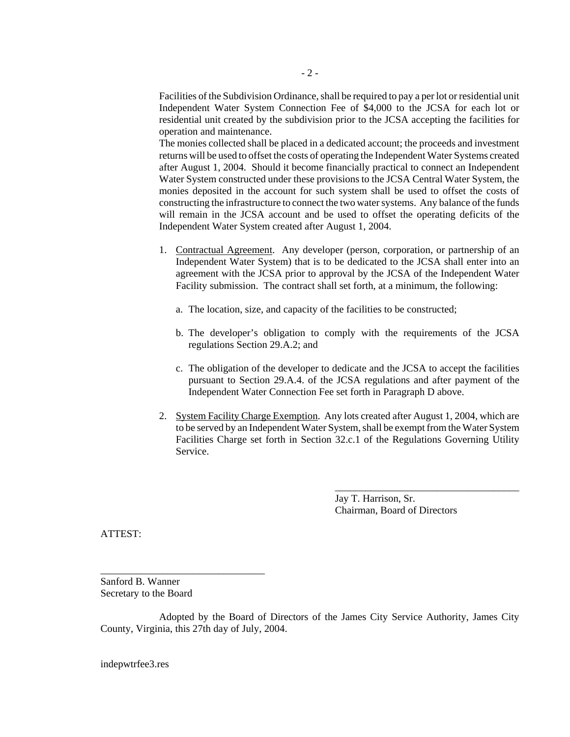Facilities of the Subdivision Ordinance, shall be required to pay a per lot or residential unit Independent Water System Connection Fee of $4,000 to the JCSA for each lot or residential unit created by the subdivision prior to the JCSA accepting the facilities for operation and maintenance.

The monies collected shall be placed in a dedicated account; the proceeds and investment returns will be used to offset the costs of operating the Independent Water Systems created after August 1, 2004. Should it become financially practical to connect an Independent Water System constructed under these provisions to the JCSA Central Water System, the monies deposited in the account for such system shall be used to offset the costs of constructing the infrastructure to connect the two water systems. Any balance of the funds will remain in the JCSA account and be used to offset the operating deficits of the Independent Water System created after August 1, 2004.

1. Contractual Agreement. Any developer (person, corporation, or partnership of an Independent Water System) that is to be dedicated to the JCSA shall enter into an agreement with the JCSA prior to approval by the JCSA of the Independent Water Facility submission. The contract shall set forth, at a minimum, the following:

   a. The location, size, and capacity of the facilities to be constructed;

   b. The developer's obligation to comply with the requirements of the JCSA regulations Section 29.A.2; and

   c. The obligation of the developer to dedicate and the JCSA to accept the facilities pursuant to Section 29.A.4. of the JCSA regulations and after payment of the Independent Water Connection Fee set forth in Paragraph D above.

2. System Facility Charge Exemption. Any lots created after August 1, 2004, which are to be served by an Independent Water System, shall be exempt from the Water System Facilities Charge set forth in Section 32.c.1 of the Regulations Governing Utility Service.

\_\_\_\_\_\_\_\_\_\_\_\_\_\_\_\_\_\_\_\_\_\_\_\_\_\_\_\_\_\_\_\_\_\_\_\_\_\_

Jay T. Harrison, Sr.
Chairman, Board of Directors

ATTEST:

\_\_\_\_\_\_\_\_\_\_\_\_\_\_\_\_\_\_\_\_\_\_\_\_\_\_\_\_\_\_\_\_\_\_

Sanford B. Wanner
Secretary to the Board

Adopted by the Board of Directors of the James City Service Authority, James City County, Virginia, this 27th day of July, 2004.

indepwtrfee3.res